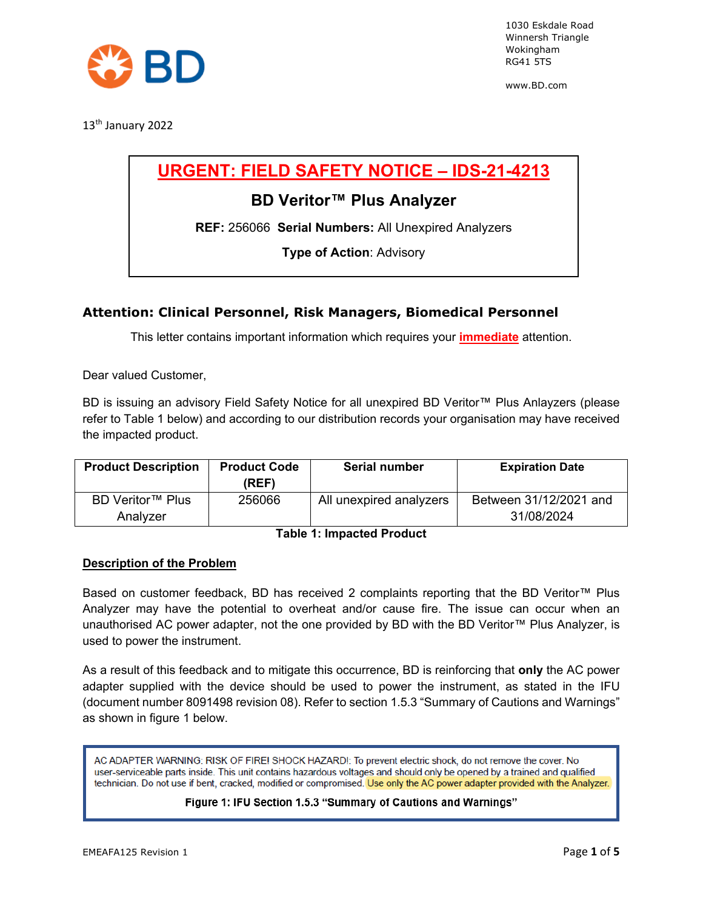1030 Eskdale Road
Winnersh Triangle
Wokingham
RG41 5TS

www.BD.com

13th January 2022

# URGENT: FIELD SAFETY NOTICE – IDS-21-4213

## BD Veritor™ Plus Analyzer

**REF:** 256066 **Serial Numbers:** All Unexpired Analyzers

**Type of Action**: Advisory

### Attention: Clinical Personnel, Risk Managers, Biomedical Personnel

This letter contains important information which requires your **immediate** attention.

Dear valued Customer,

BD is issuing an advisory Field Safety Notice for all unexpired BD Veritor™ Plus Anlayzers (please refer to Table 1 below) and according to our distribution records your organisation may have received the impacted product.

| Product Description | Product Code (REF) | Serial number | Expiration Date |
|---|---|---|---|
| BD Veritor™ Plus Analyzer | 256066 | All unexpired analyzers | Between 31/12/2021 and 31/08/2024 |

**Table 1: Impacted Product**

**Description of the Problem**

Based on customer feedback, BD has received 2 complaints reporting that the BD Veritor™ Plus Analyzer may have the potential to overheat and/or cause fire. The issue can occur when an unauthorised AC power adapter, not the one provided by BD with the BD Veritor™ Plus Analyzer, is used to power the instrument.

As a result of this feedback and to mitigate this occurrence, BD is reinforcing that **only** the AC power adapter supplied with the device should be used to power the instrument, as stated in the IFU (document number 8091498 revision 08). Refer to section 1.5.3 "Summary of Cautions and Warnings" as shown in figure 1 below.

> AC ADAPTER WARNING: RISK OF FIRE! SHOCK HAZARD!: To prevent electric shock, do not remove the cover. No user-serviceable parts inside. This unit contains hazardous voltages and should only be opened by a trained and qualified technician. Do not use if bent, cracked, modified or compromised. Use only the AC power adapter provided with the Analyzer.

**Figure 1: IFU Section 1.5.3 "Summary of Cautions and Warnings"**

EMEAFA125 Revision 1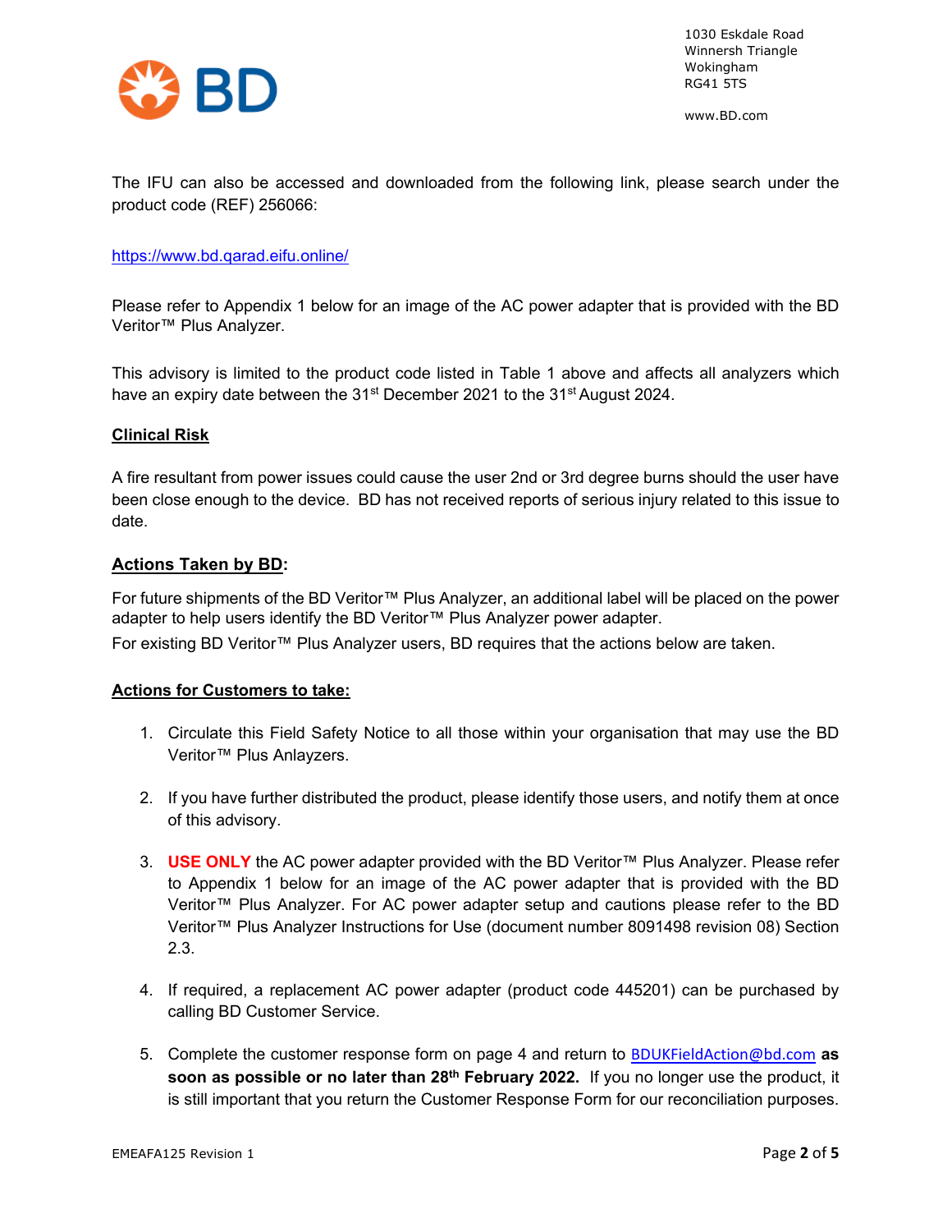The IFU can also be accessed and downloaded from the following link, please search under the product code (REF) 256066:

https://www.bd.qarad.eifu.online/

Please refer to Appendix 1 below for an image of the AC power adapter that is provided with the BD Veritor™ Plus Analyzer.

This advisory is limited to the product code listed in Table 1 above and affects all analyzers which have an expiry date between the 31st December 2021 to the 31st August 2024.

## Clinical Risk

A fire resultant from power issues could cause the user 2nd or 3rd degree burns should the user have been close enough to the device. BD has not received reports of serious injury related to this issue to date.

## Actions Taken by BD:

For future shipments of the BD Veritor™ Plus Analyzer, an additional label will be placed on the power adapter to help users identify the BD Veritor™ Plus Analyzer power adapter.

For existing BD Veritor™ Plus Analyzer users, BD requires that the actions below are taken.

## Actions for Customers to take:

1. Circulate this Field Safety Notice to all those within your organisation that may use the BD Veritor™ Plus Anlayzers.

2. If you have further distributed the product, please identify those users, and notify them at once of this advisory.

3. **USE ONLY** the AC power adapter provided with the BD Veritor™ Plus Analyzer. Please refer to Appendix 1 below for an image of the AC power adapter that is provided with the BD Veritor™ Plus Analyzer. For AC power adapter setup and cautions please refer to the BD Veritor™ Plus Analyzer Instructions for Use (document number 8091498 revision 08) Section 2.3.

4. If required, a replacement AC power adapter (product code 445201) can be purchased by calling BD Customer Service.

5. Complete the customer response form on page 4 and return to BDUKFieldAction@bd.com **as soon as possible or no later than 28th February 2022.** If you no longer use the product, it is still important that you return the Customer Response Form for our reconciliation purposes.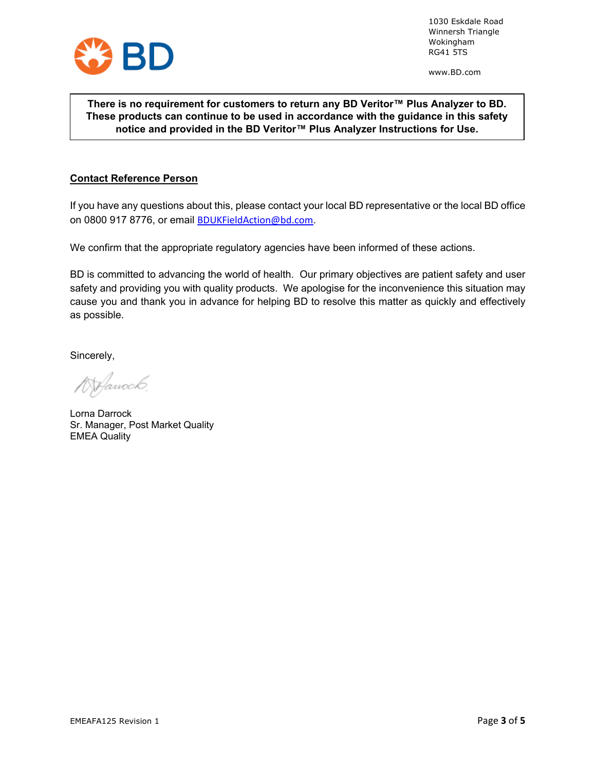1030 Eskdale Road
Winnersh Triangle
Wokingham
RG41 5TS

www.BD.com

**There is no requirement for customers to return any BD Veritor™ Plus Analyzer to BD. These products can continue to be used in accordance with the guidance in this safety notice and provided in the BD Veritor™ Plus Analyzer Instructions for Use.**

## Contact Reference Person

If you have any questions about this, please contact your local BD representative or the local BD office on 0800 917 8776, or email BDUKFieldAction@bd.com.

We confirm that the appropriate regulatory agencies have been informed of these actions.

BD is committed to advancing the world of health. Our primary objectives are patient safety and user safety and providing you with quality products. We apologise for the inconvenience this situation may cause you and thank you in advance for helping BD to resolve this matter as quickly and effectively as possible.

Sincerely,

Lorna Darrock
Sr. Manager, Post Market Quality
EMEA Quality

EMEAFA125 Revision 1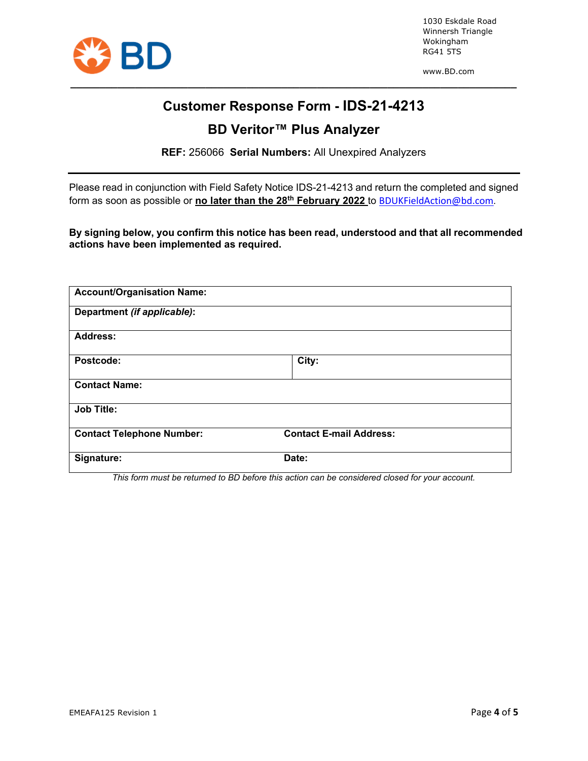1030 Eskdale Road
Winnersh Triangle
Wokingham
RG41 5TS

www.BD.com

# Customer Response Form - IDS-21-4213

## BD Veritor™ Plus Analyzer

**REF:** 256066 **Serial Numbers:** All Unexpired Analyzers

Please read in conjunction with Field Safety Notice IDS-21-4213 and return the completed and signed form as soon as possible or **no later than the 28th February 2022** to BDUKFieldAction@bd.com.

**By signing below, you confirm this notice has been read, understood and that all recommended actions have been implemented as required.**

| | |
|---|---|
| **Account/Organisation Name:** | |
| **Department *(if applicable)*:** | |
| **Address:** | |
| **Postcode:** | **City:** |
| **Contact Name:** | |
| **Job Title:** | |
| **Contact Telephone Number:** | **Contact E-mail Address:** |
| **Signature:** | **Date:** |

*This form must be returned to BD before this action can be considered closed for your account.*

EMEAFA125 Revision 1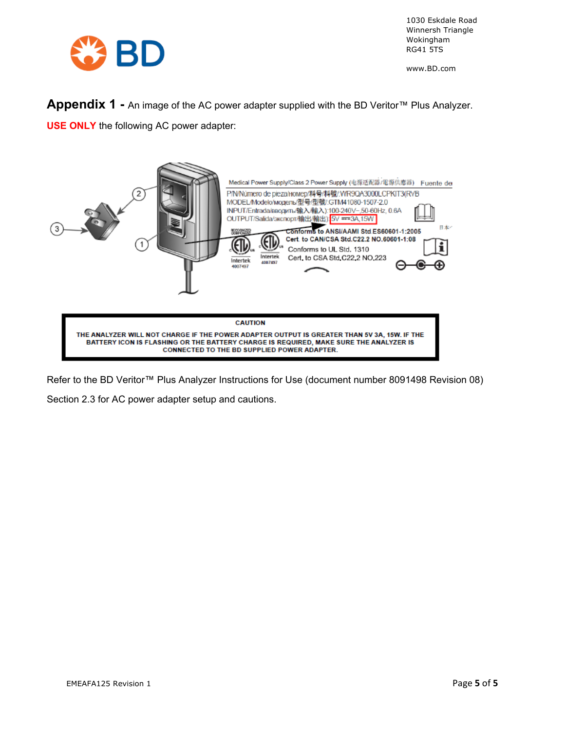1030 Eskdale Road
Winnersh Triangle
Wokingham
RG41 5TS

www.BD.com

**Appendix 1 -** An image of the AC power adapter supplied with the BD Veritor™ Plus Analyzer.

**USE ONLY** the following AC power adapter:

Medical Power Supply/Class 2 Power Supply (电源适配器/電源供應器) Fuente de

P/N/Número de pieza/номер/料号/料號: WR9QA3000LCPKIT3(RVB

MODEL/Modelo/модель/型号/型號: GTM41080-1507-2.0

INPUT/Entrada/вводить/输入/輸入): 100-240V~, 50-60Hz, 0.6A

OUTPUT/Salida/экспорт/输出/輸出): 5V ═ 3A,15W

Conforms to ANSI/AAMI Std.ES60601-1:2005

Cert. to CAN/CSA Std.C22.2 NO.60601-1:08

Conforms to UL Std. 1310

Cert. to CSA Std.C22.2 NO.223

Intertek 4007497

Intertek 4007497

| CAUTION |
|---|
| THE ANALYZER WILL NOT CHARGE IF THE POWER ADAPTER OUTPUT IS GREATER THAN 5V 3A, 15W. IF THE BATTERY ICON IS FLASHING OR THE BATTERY CHARGE IS REQUIRED, MAKE SURE THE ANALYZER IS CONNECTED TO THE BD SUPPLIED POWER ADAPTER. |

Refer to the BD Veritor™ Plus Analyzer Instructions for Use (document number 8091498 Revision 08) Section 2.3 for AC power adapter setup and cautions.

EMEAFA125 Revision 1